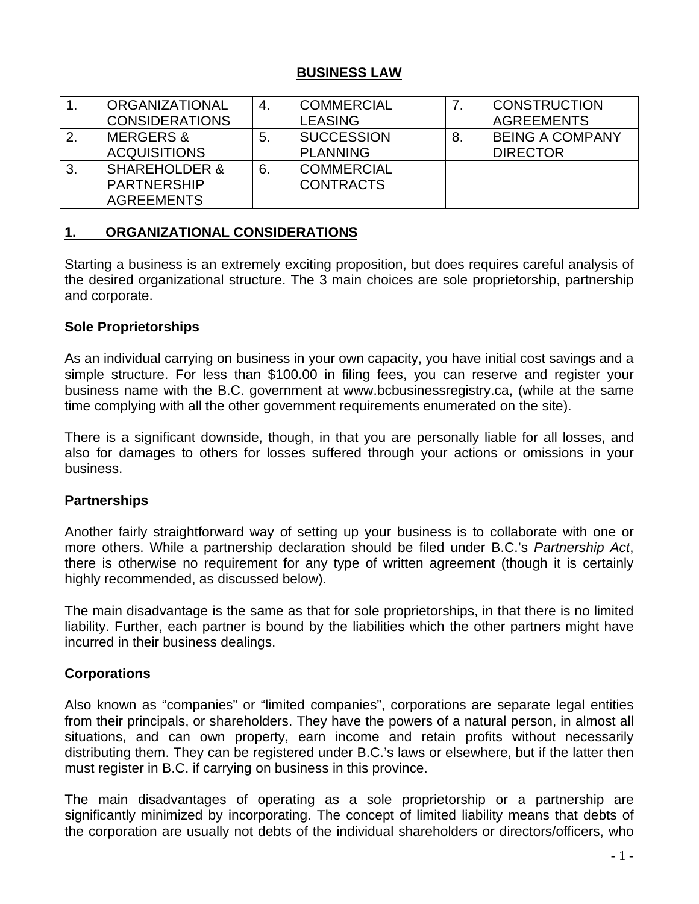# BUSINESS LAW

| | | | | | |
|---|---|---|---|---|---|
| 1. | ORGANIZATIONAL CONSIDERATIONS | 4. | COMMERCIAL LEASING | 7. | CONSTRUCTION AGREEMENTS |
| 2. | MERGERS & ACQUISITIONS | 5. | SUCCESSION PLANNING | 8. | BEING A COMPANY DIRECTOR |
| 3. | SHAREHOLDER & PARTNERSHIP AGREEMENTS | 6. | COMMERCIAL CONTRACTS | | |

## 1. ORGANIZATIONAL CONSIDERATIONS

Starting a business is an extremely exciting proposition, but does requires careful analysis of the desired organizational structure. The 3 main choices are sole proprietorship, partnership and corporate.

### Sole Proprietorships

As an individual carrying on business in your own capacity, you have initial cost savings and a simple structure. For less than $100.00 in filing fees, you can reserve and register your business name with the B.C. government at www.bcbusinessregistry.ca, (while at the same time complying with all the other government requirements enumerated on the site).

There is a significant downside, though, in that you are personally liable for all losses, and also for damages to others for losses suffered through your actions or omissions in your business.

### Partnerships

Another fairly straightforward way of setting up your business is to collaborate with one or more others. While a partnership declaration should be filed under B.C.'s *Partnership Act*, there is otherwise no requirement for any type of written agreement (though it is certainly highly recommended, as discussed below).

The main disadvantage is the same as that for sole proprietorships, in that there is no limited liability. Further, each partner is bound by the liabilities which the other partners might have incurred in their business dealings.

### Corporations

Also known as "companies" or "limited companies", corporations are separate legal entities from their principals, or shareholders. They have the powers of a natural person, in almost all situations, and can own property, earn income and retain profits without necessarily distributing them. They can be registered under B.C.'s laws or elsewhere, but if the latter then must register in B.C. if carrying on business in this province.

The main disadvantages of operating as a sole proprietorship or a partnership are significantly minimized by incorporating. The concept of limited liability means that debts of the corporation are usually not debts of the individual shareholders or directors/officers, who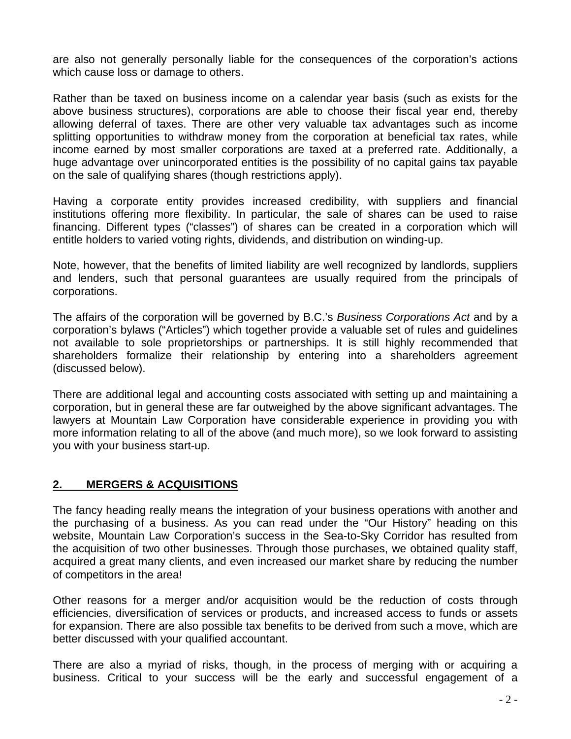are also not generally personally liable for the consequences of the corporation's actions which cause loss or damage to others.

Rather than be taxed on business income on a calendar year basis (such as exists for the above business structures), corporations are able to choose their fiscal year end, thereby allowing deferral of taxes. There are other very valuable tax advantages such as income splitting opportunities to withdraw money from the corporation at beneficial tax rates, while income earned by most smaller corporations are taxed at a preferred rate. Additionally, a huge advantage over unincorporated entities is the possibility of no capital gains tax payable on the sale of qualifying shares (though restrictions apply).

Having a corporate entity provides increased credibility, with suppliers and financial institutions offering more flexibility. In particular, the sale of shares can be used to raise financing. Different types ("classes") of shares can be created in a corporation which will entitle holders to varied voting rights, dividends, and distribution on winding-up.

Note, however, that the benefits of limited liability are well recognized by landlords, suppliers and lenders, such that personal guarantees are usually required from the principals of corporations.

The affairs of the corporation will be governed by B.C.'s *Business Corporations Act* and by a corporation's bylaws ("Articles") which together provide a valuable set of rules and guidelines not available to sole proprietorships or partnerships. It is still highly recommended that shareholders formalize their relationship by entering into a shareholders agreement (discussed below).

There are additional legal and accounting costs associated with setting up and maintaining a corporation, but in general these are far outweighed by the above significant advantages. The lawyers at Mountain Law Corporation have considerable experience in providing you with more information relating to all of the above (and much more), so we look forward to assisting you with your business start-up.

## 2. MERGERS & ACQUISITIONS

The fancy heading really means the integration of your business operations with another and the purchasing of a business. As you can read under the "Our History" heading on this website, Mountain Law Corporation's success in the Sea-to-Sky Corridor has resulted from the acquisition of two other businesses. Through those purchases, we obtained quality staff, acquired a great many clients, and even increased our market share by reducing the number of competitors in the area!

Other reasons for a merger and/or acquisition would be the reduction of costs through efficiencies, diversification of services or products, and increased access to funds or assets for expansion. There are also possible tax benefits to be derived from such a move, which are better discussed with your qualified accountant.

There are also a myriad of risks, though, in the process of merging with or acquiring a business. Critical to your success will be the early and successful engagement of a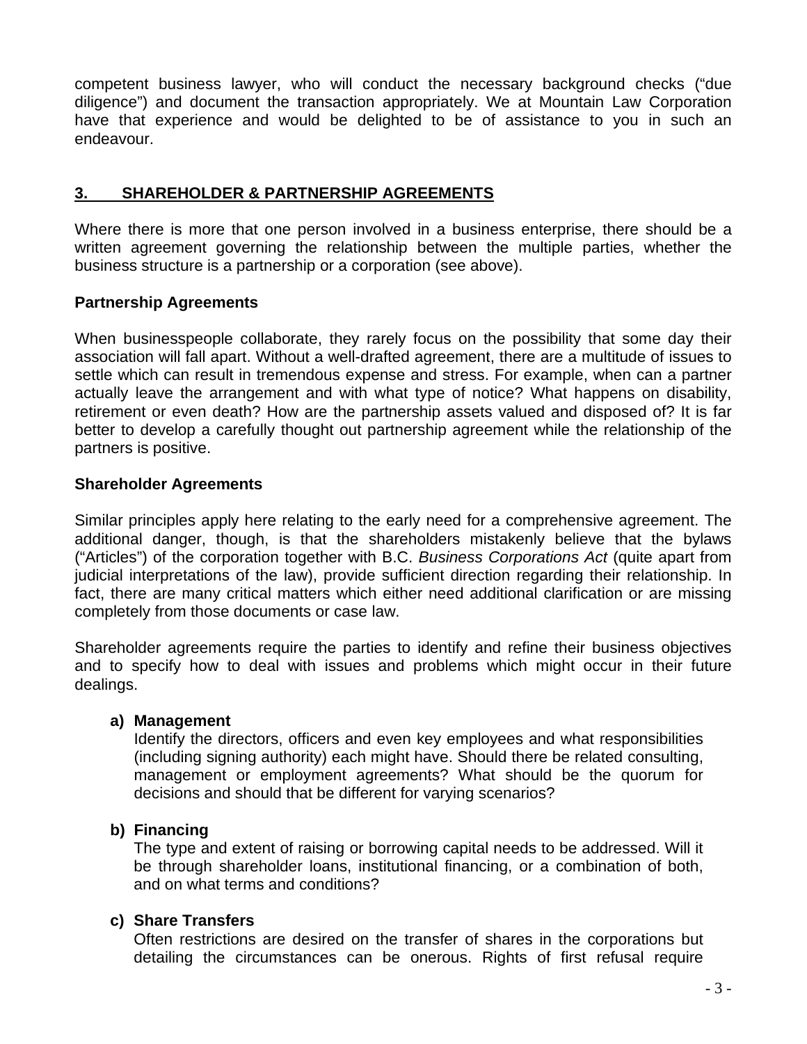competent business lawyer, who will conduct the necessary background checks ("due diligence") and document the transaction appropriately. We at Mountain Law Corporation have that experience and would be delighted to be of assistance to you in such an endeavour.

## 3. SHAREHOLDER & PARTNERSHIP AGREEMENTS

Where there is more that one person involved in a business enterprise, there should be a written agreement governing the relationship between the multiple parties, whether the business structure is a partnership or a corporation (see above).

### Partnership Agreements

When businesspeople collaborate, they rarely focus on the possibility that some day their association will fall apart. Without a well-drafted agreement, there are a multitude of issues to settle which can result in tremendous expense and stress. For example, when can a partner actually leave the arrangement and with what type of notice? What happens on disability, retirement or even death? How are the partnership assets valued and disposed of? It is far better to develop a carefully thought out partnership agreement while the relationship of the partners is positive.

### Shareholder Agreements

Similar principles apply here relating to the early need for a comprehensive agreement. The additional danger, though, is that the shareholders mistakenly believe that the bylaws ("Articles") of the corporation together with B.C. *Business Corporations Act* (quite apart from judicial interpretations of the law), provide sufficient direction regarding their relationship. In fact, there are many critical matters which either need additional clarification or are missing completely from those documents or case law.

Shareholder agreements require the parties to identify and refine their business objectives and to specify how to deal with issues and problems which might occur in their future dealings.

a) **Management**
Identify the directors, officers and even key employees and what responsibilities (including signing authority) each might have. Should there be related consulting, management or employment agreements? What should be the quorum for decisions and should that be different for varying scenarios?

b) **Financing**
The type and extent of raising or borrowing capital needs to be addressed. Will it be through shareholder loans, institutional financing, or a combination of both, and on what terms and conditions?

c) **Share Transfers**
Often restrictions are desired on the transfer of shares in the corporations but detailing the circumstances can be onerous. Rights of first refusal require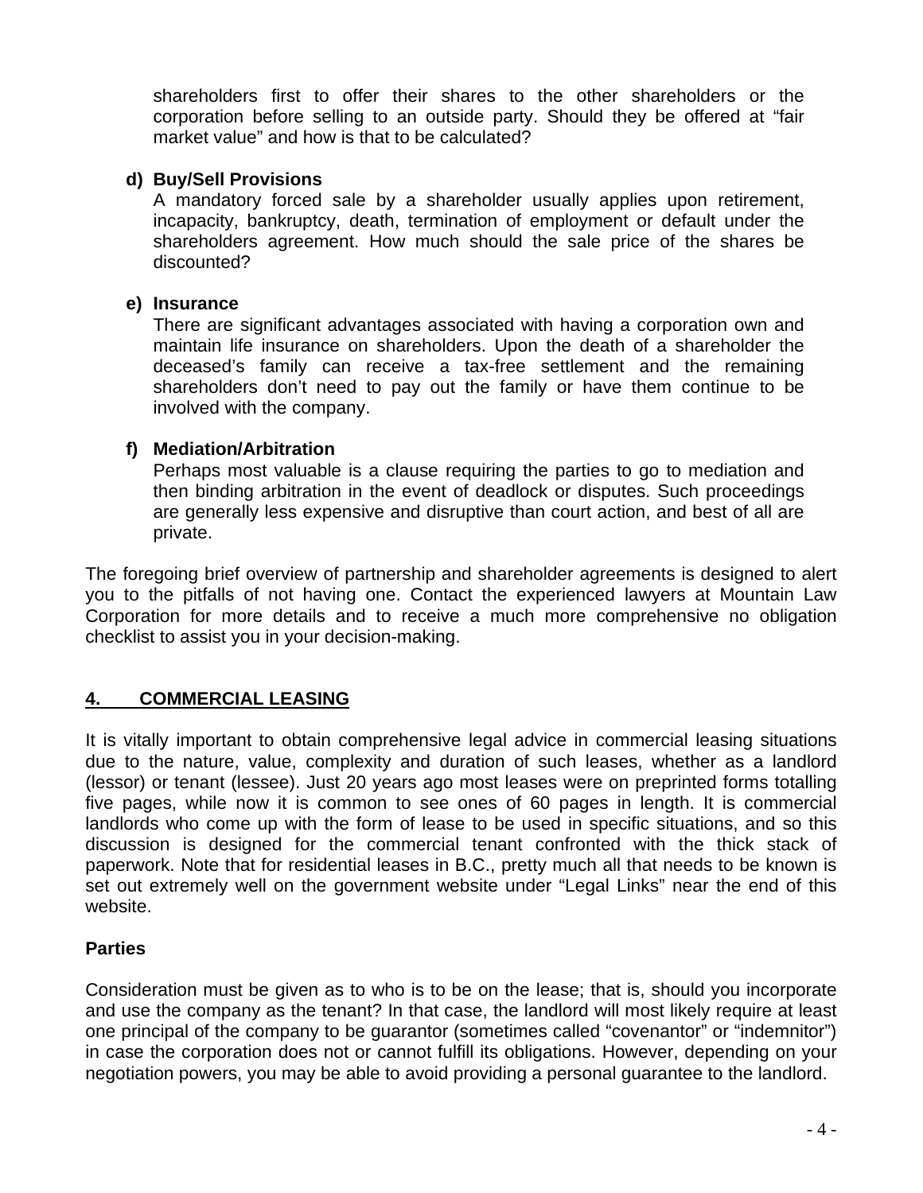shareholders first to offer their shares to the other shareholders or the corporation before selling to an outside party. Should they be offered at “fair market value” and how is that to be calculated?

**d) Buy/Sell Provisions**

A mandatory forced sale by a shareholder usually applies upon retirement, incapacity, bankruptcy, death, termination of employment or default under the shareholders agreement. How much should the sale price of the shares be discounted?

**e) Insurance**

There are significant advantages associated with having a corporation own and maintain life insurance on shareholders. Upon the death of a shareholder the deceased’s family can receive a tax-free settlement and the remaining shareholders don’t need to pay out the family or have them continue to be involved with the company.

**f) Mediation/Arbitration**

Perhaps most valuable is a clause requiring the parties to go to mediation and then binding arbitration in the event of deadlock or disputes. Such proceedings are generally less expensive and disruptive than court action, and best of all are private.

The foregoing brief overview of partnership and shareholder agreements is designed to alert you to the pitfalls of not having one. Contact the experienced lawyers at Mountain Law Corporation for more details and to receive a much more comprehensive no obligation checklist to assist you in your decision-making.

## 4. COMMERCIAL LEASING

It is vitally important to obtain comprehensive legal advice in commercial leasing situations due to the nature, value, complexity and duration of such leases, whether as a landlord (lessor) or tenant (lessee). Just 20 years ago most leases were on preprinted forms totalling five pages, while now it is common to see ones of 60 pages in length. It is commercial landlords who come up with the form of lease to be used in specific situations, and so this discussion is designed for the commercial tenant confronted with the thick stack of paperwork. Note that for residential leases in B.C., pretty much all that needs to be known is set out extremely well on the government website under “Legal Links” near the end of this website.

### Parties

Consideration must be given as to who is to be on the lease; that is, should you incorporate and use the company as the tenant? In that case, the landlord will most likely require at least one principal of the company to be guarantor (sometimes called “covenantor” or “indemnitor”) in case the corporation does not or cannot fulfill its obligations. However, depending on your negotiation powers, you may be able to avoid providing a personal guarantee to the landlord.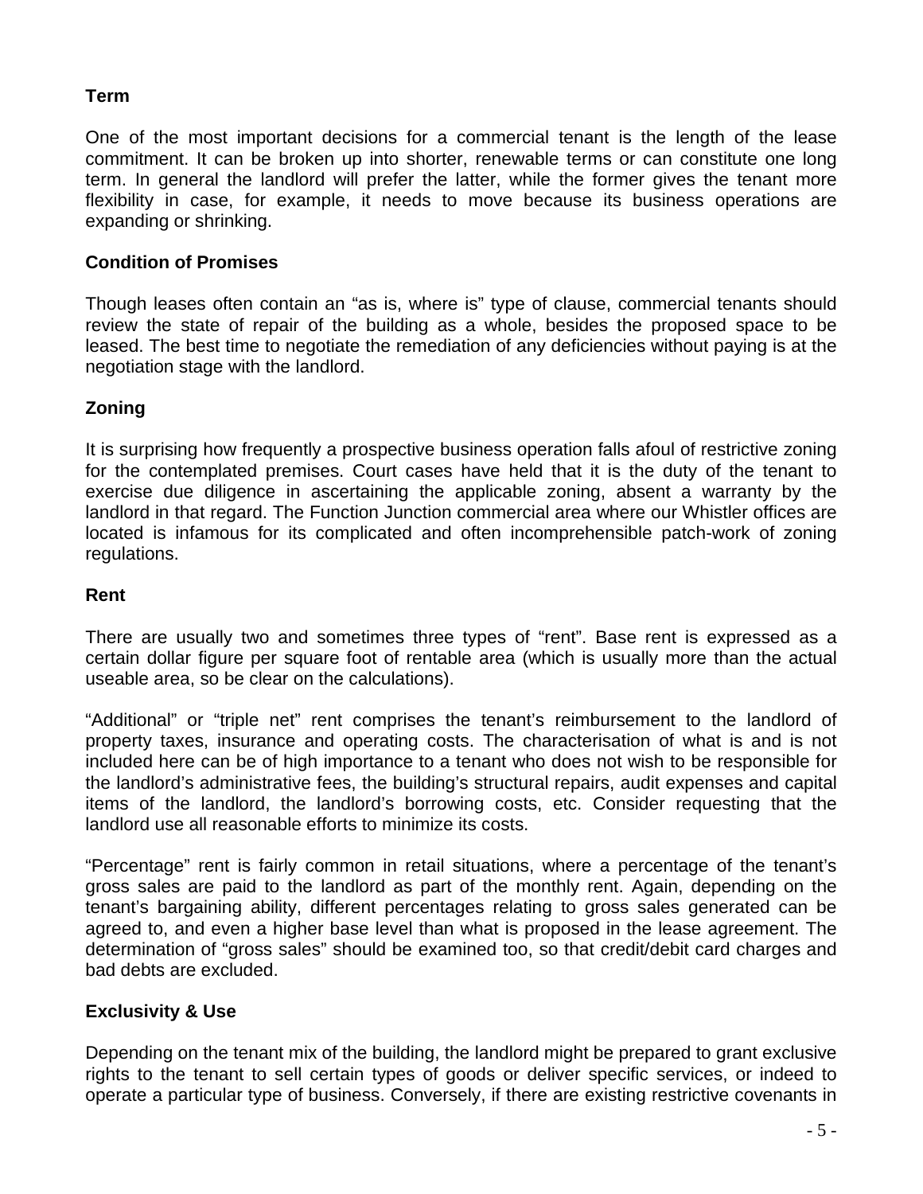**Term**

One of the most important decisions for a commercial tenant is the length of the lease commitment. It can be broken up into shorter, renewable terms or can constitute one long term. In general the landlord will prefer the latter, while the former gives the tenant more flexibility in case, for example, it needs to move because its business operations are expanding or shrinking.

**Condition of Promises**

Though leases often contain an "as is, where is" type of clause, commercial tenants should review the state of repair of the building as a whole, besides the proposed space to be leased. The best time to negotiate the remediation of any deficiencies without paying is at the negotiation stage with the landlord.

**Zoning**

It is surprising how frequently a prospective business operation falls afoul of restrictive zoning for the contemplated premises. Court cases have held that it is the duty of the tenant to exercise due diligence in ascertaining the applicable zoning, absent a warranty by the landlord in that regard. The Function Junction commercial area where our Whistler offices are located is infamous for its complicated and often incomprehensible patch-work of zoning regulations.

**Rent**

There are usually two and sometimes three types of "rent". Base rent is expressed as a certain dollar figure per square foot of rentable area (which is usually more than the actual useable area, so be clear on the calculations).

"Additional" or "triple net" rent comprises the tenant's reimbursement to the landlord of property taxes, insurance and operating costs. The characterisation of what is and is not included here can be of high importance to a tenant who does not wish to be responsible for the landlord's administrative fees, the building's structural repairs, audit expenses and capital items of the landlord, the landlord's borrowing costs, etc. Consider requesting that the landlord use all reasonable efforts to minimize its costs.

"Percentage" rent is fairly common in retail situations, where a percentage of the tenant's gross sales are paid to the landlord as part of the monthly rent. Again, depending on the tenant's bargaining ability, different percentages relating to gross sales generated can be agreed to, and even a higher base level than what is proposed in the lease agreement. The determination of "gross sales" should be examined too, so that credit/debit card charges and bad debts are excluded.

**Exclusivity & Use**

Depending on the tenant mix of the building, the landlord might be prepared to grant exclusive rights to the tenant to sell certain types of goods or deliver specific services, or indeed to operate a particular type of business. Conversely, if there are existing restrictive covenants in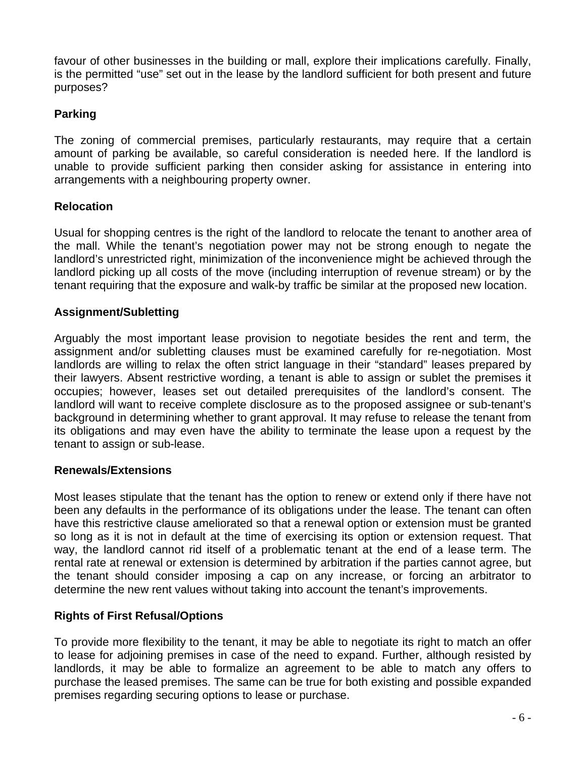favour of other businesses in the building or mall, explore their implications carefully. Finally, is the permitted "use" set out in the lease by the landlord sufficient for both present and future purposes?

**Parking**

The zoning of commercial premises, particularly restaurants, may require that a certain amount of parking be available, so careful consideration is needed here. If the landlord is unable to provide sufficient parking then consider asking for assistance in entering into arrangements with a neighbouring property owner.

**Relocation**

Usual for shopping centres is the right of the landlord to relocate the tenant to another area of the mall. While the tenant's negotiation power may not be strong enough to negate the landlord's unrestricted right, minimization of the inconvenience might be achieved through the landlord picking up all costs of the move (including interruption of revenue stream) or by the tenant requiring that the exposure and walk-by traffic be similar at the proposed new location.

**Assignment/Subletting**

Arguably the most important lease provision to negotiate besides the rent and term, the assignment and/or subletting clauses must be examined carefully for re-negotiation. Most landlords are willing to relax the often strict language in their "standard" leases prepared by their lawyers. Absent restrictive wording, a tenant is able to assign or sublet the premises it occupies; however, leases set out detailed prerequisites of the landlord's consent. The landlord will want to receive complete disclosure as to the proposed assignee or sub-tenant's background in determining whether to grant approval. It may refuse to release the tenant from its obligations and may even have the ability to terminate the lease upon a request by the tenant to assign or sub-lease.

**Renewals/Extensions**

Most leases stipulate that the tenant has the option to renew or extend only if there have not been any defaults in the performance of its obligations under the lease. The tenant can often have this restrictive clause ameliorated so that a renewal option or extension must be granted so long as it is not in default at the time of exercising its option or extension request. That way, the landlord cannot rid itself of a problematic tenant at the end of a lease term. The rental rate at renewal or extension is determined by arbitration if the parties cannot agree, but the tenant should consider imposing a cap on any increase, or forcing an arbitrator to determine the new rent values without taking into account the tenant's improvements.

**Rights of First Refusal/Options**

To provide more flexibility to the tenant, it may be able to negotiate its right to match an offer to lease for adjoining premises in case of the need to expand. Further, although resisted by landlords, it may be able to formalize an agreement to be able to match any offers to purchase the leased premises. The same can be true for both existing and possible expanded premises regarding securing options to lease or purchase.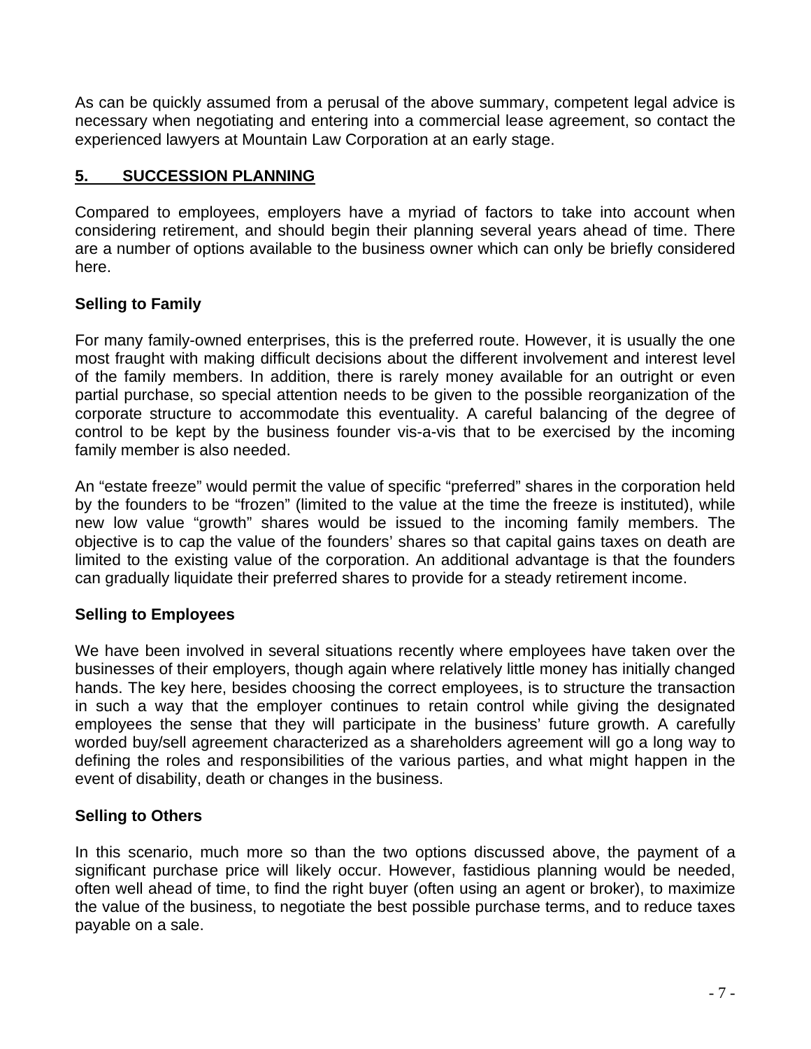As can be quickly assumed from a perusal of the above summary, competent legal advice is necessary when negotiating and entering into a commercial lease agreement, so contact the experienced lawyers at Mountain Law Corporation at an early stage.

## 5. SUCCESSION PLANNING

Compared to employees, employers have a myriad of factors to take into account when considering retirement, and should begin their planning several years ahead of time. There are a number of options available to the business owner which can only be briefly considered here.

### Selling to Family

For many family-owned enterprises, this is the preferred route. However, it is usually the one most fraught with making difficult decisions about the different involvement and interest level of the family members. In addition, there is rarely money available for an outright or even partial purchase, so special attention needs to be given to the possible reorganization of the corporate structure to accommodate this eventuality. A careful balancing of the degree of control to be kept by the business founder vis-a-vis that to be exercised by the incoming family member is also needed.

An "estate freeze" would permit the value of specific "preferred" shares in the corporation held by the founders to be "frozen" (limited to the value at the time the freeze is instituted), while new low value "growth" shares would be issued to the incoming family members. The objective is to cap the value of the founders' shares so that capital gains taxes on death are limited to the existing value of the corporation. An additional advantage is that the founders can gradually liquidate their preferred shares to provide for a steady retirement income.

### Selling to Employees

We have been involved in several situations recently where employees have taken over the businesses of their employers, though again where relatively little money has initially changed hands. The key here, besides choosing the correct employees, is to structure the transaction in such a way that the employer continues to retain control while giving the designated employees the sense that they will participate in the business' future growth. A carefully worded buy/sell agreement characterized as a shareholders agreement will go a long way to defining the roles and responsibilities of the various parties, and what might happen in the event of disability, death or changes in the business.

### Selling to Others

In this scenario, much more so than the two options discussed above, the payment of a significant purchase price will likely occur. However, fastidious planning would be needed, often well ahead of time, to find the right buyer (often using an agent or broker), to maximize the value of the business, to negotiate the best possible purchase terms, and to reduce taxes payable on a sale.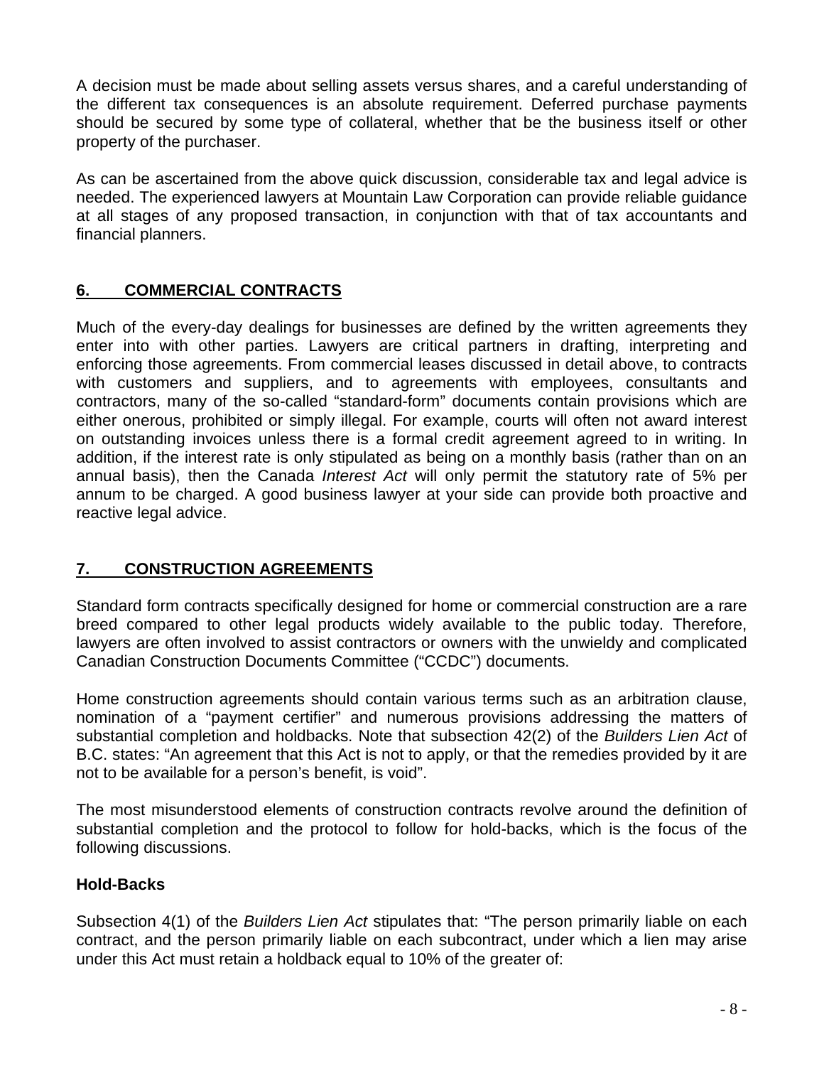A decision must be made about selling assets versus shares, and a careful understanding of the different tax consequences is an absolute requirement. Deferred purchase payments should be secured by some type of collateral, whether that be the business itself or other property of the purchaser.

As can be ascertained from the above quick discussion, considerable tax and legal advice is needed. The experienced lawyers at Mountain Law Corporation can provide reliable guidance at all stages of any proposed transaction, in conjunction with that of tax accountants and financial planners.

## 6. COMMERCIAL CONTRACTS

Much of the every-day dealings for businesses are defined by the written agreements they enter into with other parties. Lawyers are critical partners in drafting, interpreting and enforcing those agreements. From commercial leases discussed in detail above, to contracts with customers and suppliers, and to agreements with employees, consultants and contractors, many of the so-called "standard-form" documents contain provisions which are either onerous, prohibited or simply illegal. For example, courts will often not award interest on outstanding invoices unless there is a formal credit agreement agreed to in writing. In addition, if the interest rate is only stipulated as being on a monthly basis (rather than on an annual basis), then the Canada *Interest Act* will only permit the statutory rate of 5% per annum to be charged. A good business lawyer at your side can provide both proactive and reactive legal advice.

## 7. CONSTRUCTION AGREEMENTS

Standard form contracts specifically designed for home or commercial construction are a rare breed compared to other legal products widely available to the public today. Therefore, lawyers are often involved to assist contractors or owners with the unwieldy and complicated Canadian Construction Documents Committee ("CCDC") documents.

Home construction agreements should contain various terms such as an arbitration clause, nomination of a "payment certifier" and numerous provisions addressing the matters of substantial completion and holdbacks. Note that subsection 42(2) of the *Builders Lien Act* of B.C. states: "An agreement that this Act is not to apply, or that the remedies provided by it are not to be available for a person's benefit, is void".

The most misunderstood elements of construction contracts revolve around the definition of substantial completion and the protocol to follow for hold-backs, which is the focus of the following discussions.

### Hold-Backs

Subsection 4(1) of the *Builders Lien Act* stipulates that: "The person primarily liable on each contract, and the person primarily liable on each subcontract, under which a lien may arise under this Act must retain a holdback equal to 10% of the greater of: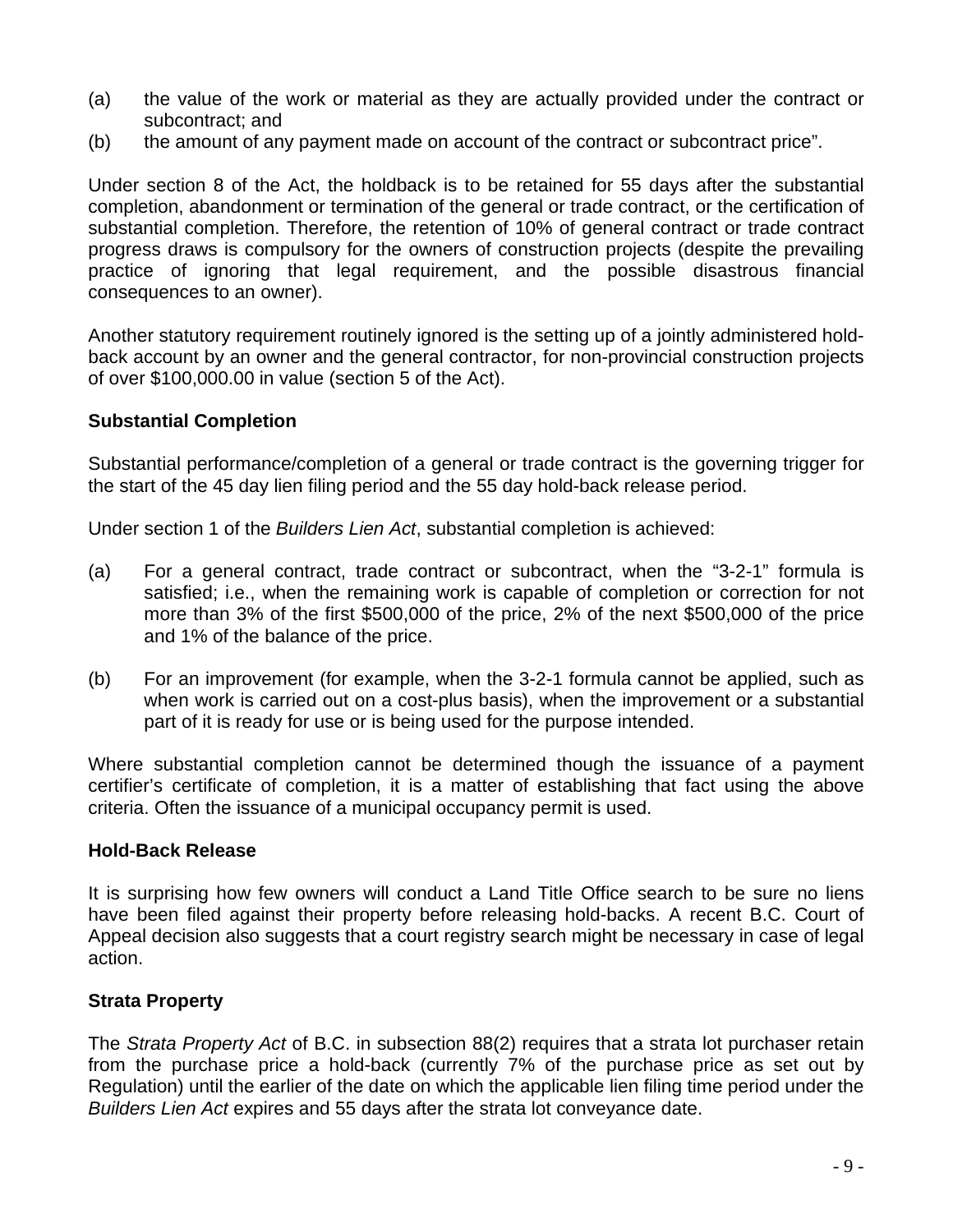(a) the value of the work or material as they are actually provided under the contract or subcontract; and
(b) the amount of any payment made on account of the contract or subcontract price".

Under section 8 of the Act, the holdback is to be retained for 55 days after the substantial completion, abandonment or termination of the general or trade contract, or the certification of substantial completion. Therefore, the retention of 10% of general contract or trade contract progress draws is compulsory for the owners of construction projects (despite the prevailing practice of ignoring that legal requirement, and the possible disastrous financial consequences to an owner).

Another statutory requirement routinely ignored is the setting up of a jointly administered hold-back account by an owner and the general contractor, for non-provincial construction projects of over $100,000.00 in value (section 5 of the Act).

**Substantial Completion**

Substantial performance/completion of a general or trade contract is the governing trigger for the start of the 45 day lien filing period and the 55 day hold-back release period.

Under section 1 of the *Builders Lien Act*, substantial completion is achieved:

(a) For a general contract, trade contract or subcontract, when the "3-2-1" formula is satisfied; i.e., when the remaining work is capable of completion or correction for not more than 3% of the first $500,000 of the price, 2% of the next $500,000 of the price and 1% of the balance of the price.

(b) For an improvement (for example, when the 3-2-1 formula cannot be applied, such as when work is carried out on a cost-plus basis), when the improvement or a substantial part of it is ready for use or is being used for the purpose intended.

Where substantial completion cannot be determined though the issuance of a payment certifier's certificate of completion, it is a matter of establishing that fact using the above criteria. Often the issuance of a municipal occupancy permit is used.

**Hold-Back Release**

It is surprising how few owners will conduct a Land Title Office search to be sure no liens have been filed against their property before releasing hold-backs. A recent B.C. Court of Appeal decision also suggests that a court registry search might be necessary in case of legal action.

**Strata Property**

The *Strata Property Act* of B.C. in subsection 88(2) requires that a strata lot purchaser retain from the purchase price a hold-back (currently 7% of the purchase price as set out by Regulation) until the earlier of the date on which the applicable lien filing time period under the *Builders Lien Act* expires and 55 days after the strata lot conveyance date.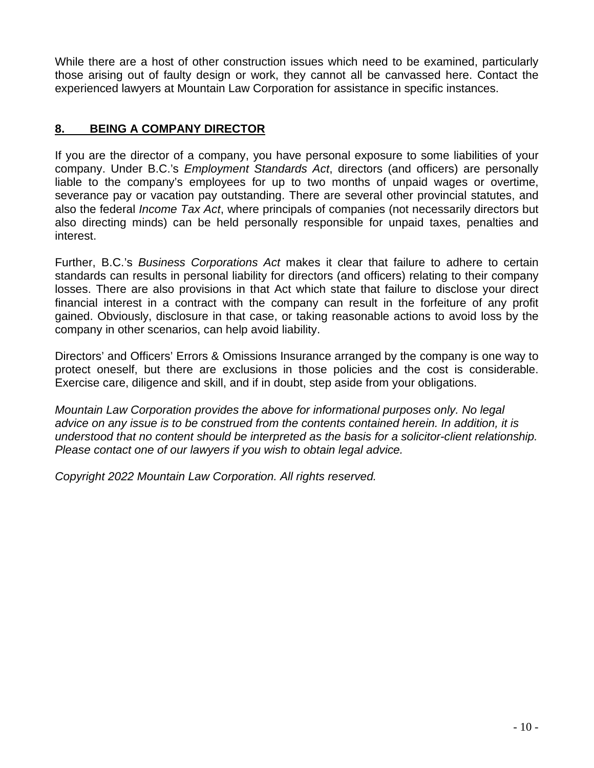While there are a host of other construction issues which need to be examined, particularly those arising out of faulty design or work, they cannot all be canvassed here. Contact the experienced lawyers at Mountain Law Corporation for assistance in specific instances.

## 8. BEING A COMPANY DIRECTOR

If you are the director of a company, you have personal exposure to some liabilities of your company. Under B.C.'s *Employment Standards Act*, directors (and officers) are personally liable to the company's employees for up to two months of unpaid wages or overtime, severance pay or vacation pay outstanding. There are several other provincial statutes, and also the federal *Income Tax Act*, where principals of companies (not necessarily directors but also directing minds) can be held personally responsible for unpaid taxes, penalties and interest.

Further, B.C.'s *Business Corporations Act* makes it clear that failure to adhere to certain standards can results in personal liability for directors (and officers) relating to their company losses. There are also provisions in that Act which state that failure to disclose your direct financial interest in a contract with the company can result in the forfeiture of any profit gained. Obviously, disclosure in that case, or taking reasonable actions to avoid loss by the company in other scenarios, can help avoid liability.

Directors' and Officers' Errors & Omissions Insurance arranged by the company is one way to protect oneself, but there are exclusions in those policies and the cost is considerable. Exercise care, diligence and skill, and if in doubt, step aside from your obligations.

*Mountain Law Corporation provides the above for informational purposes only. No legal advice on any issue is to be construed from the contents contained herein. In addition, it is understood that no content should be interpreted as the basis for a solicitor-client relationship. Please contact one of our lawyers if you wish to obtain legal advice.*

*Copyright 2022 Mountain Law Corporation. All rights reserved.*